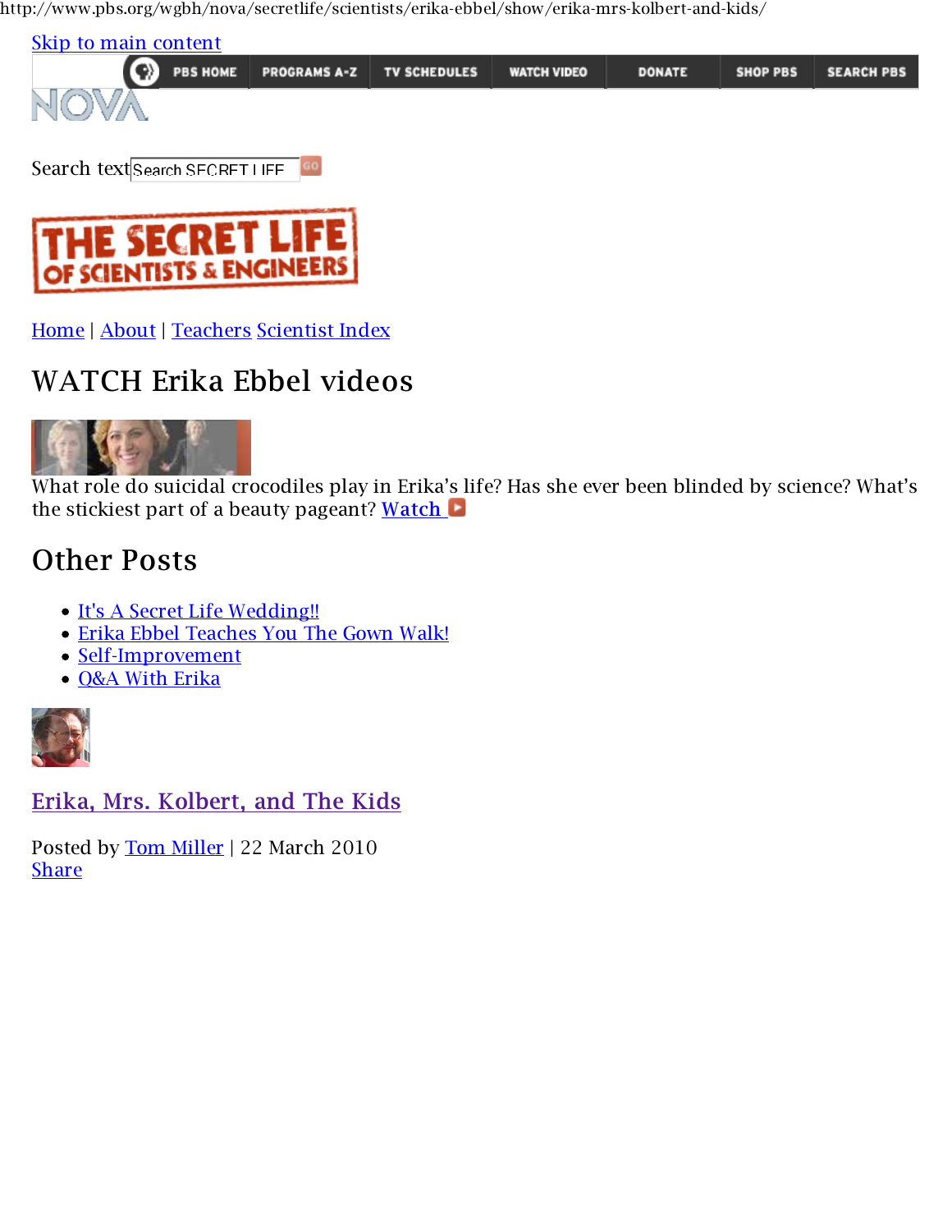http://www.pbs.org/wgbh/nova/secretlife/scientists/erika-ebbel/show/erika-mrs-kolbert-and-kids/

Skip to main content

PBS HOME | PROGRAMS A-Z | TV SCHEDULES | WATCH VIDEO | DONATE | SHOP PBS | SEARCH PBS

NOVA

Search text Search SECRET LIFE GO

THE SECRET LIFE OF SCIENTISTS & ENGINEERS

Home | About | Teachers Scientist Index

## WATCH Erika Ebbel videos

What role do suicidal crocodiles play in Erika's life? Has she ever been blinded by science? What's the stickiest part of a beauty pageant? Watch

## Other Posts

- It's A Secret Life Wedding!!
- Erika Ebbel Teaches You The Gown Walk!
- Self-Improvement
- Q&A With Erika

### Erika, Mrs. Kolbert, and The Kids

Posted by Tom Miller | 22 March 2010

Share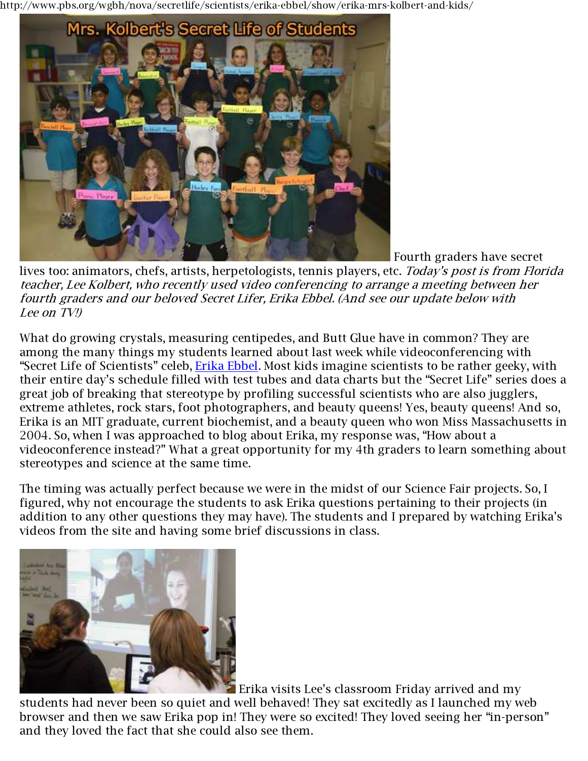http://www.pbs.org/wgbh/nova/secretlife/scientists/erika-ebbel/show/erika-mrs-kolbert-and-kids/

Fourth graders have secret lives too: animators, chefs, artists, herpetologists, tennis players, etc. *Today's post is from Florida teacher, Lee Kolbert, who recently used video conferencing to arrange a meeting between her fourth graders and our beloved Secret Lifer, Erika Ebbel. (And see our update below with Lee on TV!)*

What do growing crystals, measuring centipedes, and Butt Glue have in common? They are among the many things my students learned about last week while videoconferencing with "Secret Life of Scientists" celeb, Erika Ebbel. Most kids imagine scientists to be rather geeky, with their entire day's schedule filled with test tubes and data charts but the "Secret Life" series does a great job of breaking that stereotype by profiling successful scientists who are also jugglers, extreme athletes, rock stars, foot photographers, and beauty queens! Yes, beauty queens! And so, Erika is an MIT graduate, current biochemist, and a beauty queen who won Miss Massachusetts in 2004. So, when I was approached to blog about Erika, my response was, "How about a videoconference instead?" What a great opportunity for my 4th graders to learn something about stereotypes and science at the same time.

The timing was actually perfect because we were in the midst of our Science Fair projects. So, I figured, why not encourage the students to ask Erika questions pertaining to their projects (in addition to any other questions they may have). The students and I prepared by watching Erika's videos from the site and having some brief discussions in class.

Erika visits Lee's classroom Friday arrived and my students had never been so quiet and well behaved! They sat excitedly as I launched my web browser and then we saw Erika pop in! They were so excited! They loved seeing her "in-person" and they loved the fact that she could also see them.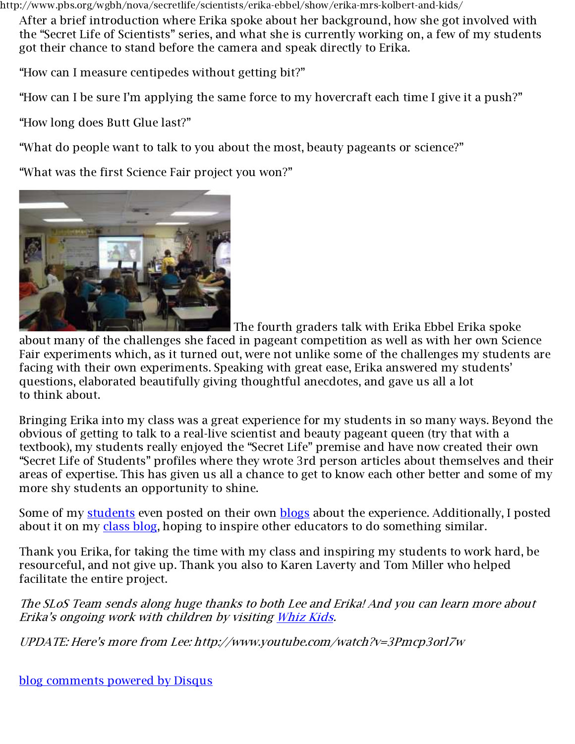After a brief introduction where Erika spoke about her background, how she got involved with the "Secret Life of Scientists" series, and what she is currently working on, a few of my students got their chance to stand before the camera and speak directly to Erika.

"How can I measure centipedes without getting bit?"

"How can I be sure I'm applying the same force to my hovercraft each time I give it a push?"

"How long does Butt Glue last?"

"What do people want to talk to you about the most, beauty pageants or science?"

"What was the first Science Fair project you won?"

The fourth graders talk with Erika Ebbel Erika spoke about many of the challenges she faced in pageant competition as well as with her own Science Fair experiments which, as it turned out, were not unlike some of the challenges my students are facing with their own experiments. Speaking with great ease, Erika answered my students' questions, elaborated beautifully giving thoughtful anecdotes, and gave us all a lot to think about.

Bringing Erika into my class was a great experience for my students in so many ways. Beyond the obvious of getting to talk to a real-live scientist and beauty pageant queen (try that with a textbook), my students really enjoyed the "Secret Life" premise and have now created their own "Secret Life of Students" profiles where they wrote 3rd person articles about themselves and their areas of expertise. This has given us all a chance to get to know each other better and some of my more shy students an opportunity to shine.

Some of my students even posted on their own blogs about the experience. Additionally, I posted about it on my class blog, hoping to inspire other educators to do something similar.

Thank you Erika, for taking the time with my class and inspiring my students to work hard, be resourceful, and not give up. Thank you also to Karen Laverty and Tom Miller who helped facilitate the entire project.

*The SLoS Team sends along huge thanks to both Lee and Erika! And you can learn more about Erika's ongoing work with children by visiting Whiz Kids.*

*UPDATE: Here's more from Lee: http://www.youtube.com/watch?v=3Pmcp3orl7w*

blog comments powered by Disqus